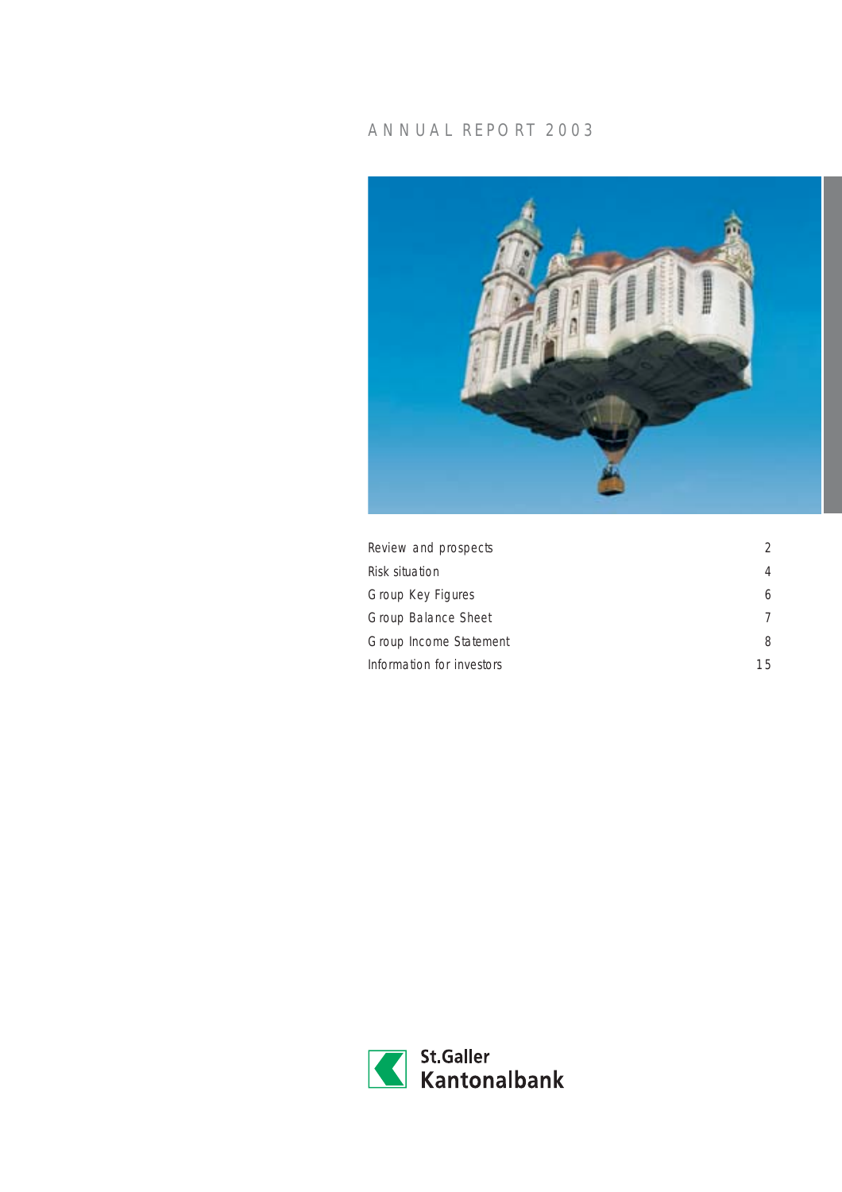# ANNUAL REPORT 2003

| | |
|---|---|
| Review and prospects | 2 |
| Risk situation | 4 |
| Group Key Figures | 6 |
| Group Balance Sheet | 7 |
| Group Income Statement | 8 |
| Information for investors | 15 |

St.Galler Kantonalbank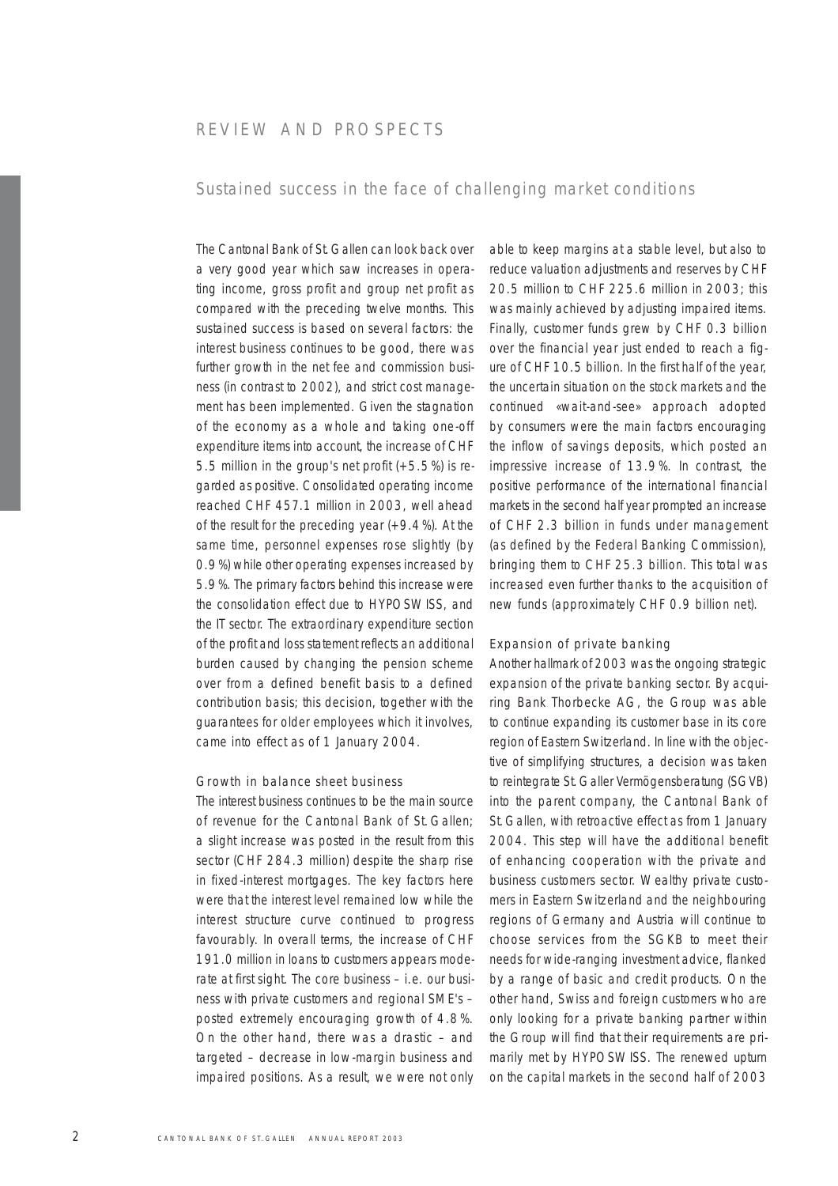# REVIEW AND PROSPECTS

## Sustained success in the face of challenging market conditions

The Cantonal Bank of St. Gallen can look back over a very good year which saw increases in operating income, gross profit and group net profit as compared with the preceding twelve months. This sustained success is based on several factors: the interest business continues to be good, there was further growth in the net fee and commission business (in contrast to 2002), and strict cost management has been implemented. Given the stagnation of the economy as a whole and taking one-off expenditure items into account, the increase of CHF 5.5 million in the group's net profit (+5.5%) is regarded as positive. Consolidated operating income reached CHF 457.1 million in 2003, well ahead of the result for the preceding year (+9.4%). At the same time, personnel expenses rose slightly (by 0.9%) while other operating expenses increased by 5.9%. The primary factors behind this increase were the consolidation effect due to HYPOSWISS, and the IT sector. The extraordinary expenditure section of the profit and loss statement reflects an additional burden caused by changing the pension scheme over from a defined benefit basis to a defined contribution basis; this decision, together with the guarantees for older employees which it involves, came into effect as of 1 January 2004.

### Growth in balance sheet business

The interest business continues to be the main source of revenue for the Cantonal Bank of St. Gallen; a slight increase was posted in the result from this sector (CHF 284.3 million) despite the sharp rise in fixed-interest mortgages. The key factors here were that the interest level remained low while the interest structure curve continued to progress favourably. In overall terms, the increase of CHF 191.0 million in loans to customers appears moderate at first sight. The core business – i.e. our business with private customers and regional SME's – posted extremely encouraging growth of 4.8%. On the other hand, there was a drastic – and targeted – decrease in low-margin business and impaired positions. As a result, we were not only able to keep margins at a stable level, but also to reduce valuation adjustments and reserves by CHF 20.5 million to CHF 225.6 million in 2003; this was mainly achieved by adjusting impaired items. Finally, customer funds grew by CHF 0.3 billion over the financial year just ended to reach a figure of CHF 10.5 billion. In the first half of the year, the uncertain situation on the stock markets and the continued «wait-and-see» approach adopted by consumers were the main factors encouraging the inflow of savings deposits, which posted an impressive increase of 13.9%. In contrast, the positive performance of the international financial markets in the second half year prompted an increase of CHF 2.3 billion in funds under management (as defined by the Federal Banking Commission), bringing them to CHF 25.3 billion. This total was increased even further thanks to the acquisition of new funds (approximately CHF 0.9 billion net).

### Expansion of private banking

Another hallmark of 2003 was the ongoing strategic expansion of the private banking sector. By acquiring Bank Thorbecke AG, the Group was able to continue expanding its customer base in its core region of Eastern Switzerland. In line with the objective of simplifying structures, a decision was taken to reintegrate St. Galler Vermögensberatung (SGVB) into the parent company, the Cantonal Bank of St. Gallen, with retroactive effect as from 1 January 2004. This step will have the additional benefit of enhancing cooperation with the private and business customers sector. Wealthy private customers in Eastern Switzerland and the neighbouring regions of Germany and Austria will continue to choose services from the SGKB to meet their needs for wide-ranging investment advice, flanked by a range of basic and credit products. On the other hand, Swiss and foreign customers who are only looking for a private banking partner within the Group will find that their requirements are primarily met by HYPOSWISS. The renewed upturn on the capital markets in the second half of 2003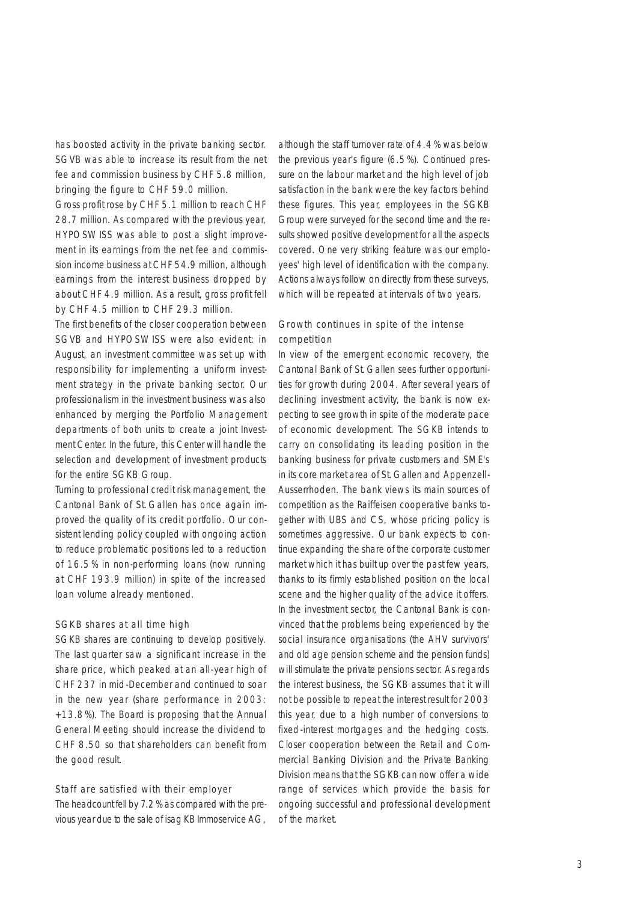has boosted activity in the private banking sector. SGVB was able to increase its result from the net fee and commission business by CHF 5.8 million, bringing the figure to CHF 59.0 million.

Gross profit rose by CHF 5.1 million to reach CHF 28.7 million. As compared with the previous year, HYPOSWISS was able to post a slight improvement in its earnings from the net fee and commission income business at CHF 54.9 million, although earnings from the interest business dropped by about CHF 4.9 million. As a result, gross profit fell by CHF 4.5 million to CHF 29.3 million.

The first benefits of the closer cooperation between SGVB and HYPOSWISS were also evident: in August, an investment committee was set up with responsibility for implementing a uniform investment strategy in the private banking sector. Our professionalism in the investment business was also enhanced by merging the Portfolio Management departments of both units to create a joint Investment Center. In the future, this Center will handle the selection and development of investment products for the entire SGKB Group.

Turning to professional credit risk management, the Cantonal Bank of St. Gallen has once again improved the quality of its credit portfolio. Our consistent lending policy coupled with ongoing action to reduce problematic positions led to a reduction of 16.5% in non-performing loans (now running at CHF 193.9 million) in spite of the increased loan volume already mentioned.

### SGKB shares at all time high

SGKB shares are continuing to develop positively. The last quarter saw a significant increase in the share price, which peaked at an all-year high of CHF 237 in mid-December and continued to soar in the new year (share performance in 2003: +13.8%). The Board is proposing that the Annual General Meeting should increase the dividend to CHF 8.50 so that shareholders can benefit from the good result.

### Staff are satisfied with their employer

The headcount fell by 7.2% as compared with the previous year due to the sale of isag KB Immoservice AG, although the staff turnover rate of 4.4% was below the previous year's figure (6.5%). Continued pressure on the labour market and the high level of job satisfaction in the bank were the key factors behind these figures. This year, employees in the SGKB Group were surveyed for the second time and the results showed positive development for all the aspects covered. One very striking feature was our employees' high level of identification with the company. Actions always follow on directly from these surveys, which will be repeated at intervals of two years.

### Growth continues in spite of the intense competition

In view of the emergent economic recovery, the Cantonal Bank of St. Gallen sees further opportunities for growth during 2004. After several years of declining investment activity, the bank is now expecting to see growth in spite of the moderate pace of economic development. The SGKB intends to carry on consolidating its leading position in the banking business for private customers and SME's in its core market area of St. Gallen and Appenzell-Ausserrhoden. The bank views its main sources of competition as the Raiffeisen cooperative banks together with UBS and CS, whose pricing policy is sometimes aggressive. Our bank expects to continue expanding the share of the corporate customer market which it has built up over the past few years, thanks to its firmly established position on the local scene and the higher quality of the advice it offers. In the investment sector, the Cantonal Bank is convinced that the problems being experienced by the social insurance organisations (the AHV survivors' and old age pension scheme and the pension funds) will stimulate the private pensions sector. As regards the interest business, the SGKB assumes that it will not be possible to repeat the interest result for 2003 this year, due to a high number of conversions to fixed-interest mortgages and the hedging costs. Closer cooperation between the Retail and Commercial Banking Division and the Private Banking Division means that the SGKB can now offer a wide range of services which provide the basis for ongoing successful and professional development of the market.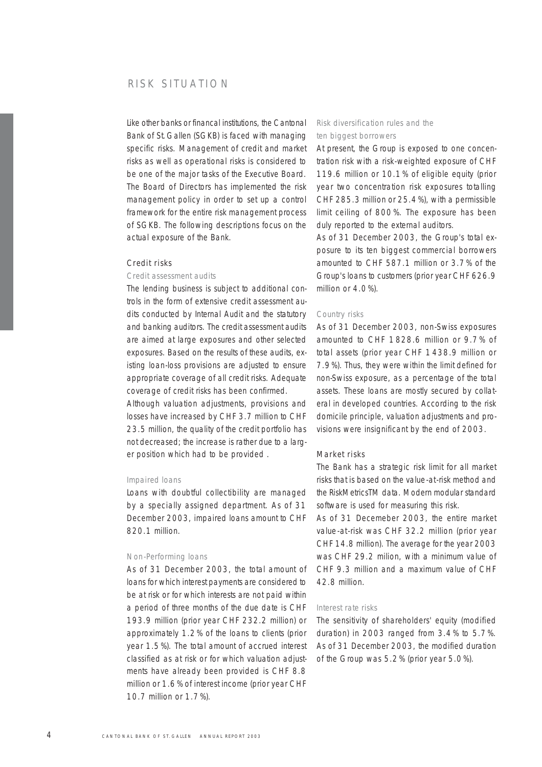# RISK SITUATION

Like other banks or financal institutions, the Cantonal Bank of St. Gallen (SGKB) is faced with managing specific risks. Management of credit and market risks as well as operational risks is considered to be one of the major tasks of the Executive Board. The Board of Directors has implemented the risk management policy in order to set up a control framework for the entire risk management process of SGKB. The following descriptions focus on the actual exposure of the Bank.

## Credit risks

### Credit assessment audits

The lending business is subject to additional controls in the form of extensive credit assessment audits conducted by Internal Audit and the statutory and banking auditors. The credit assessment audits are aimed at large exposures and other selected exposures. Based on the results of these audits, existing loan-loss provisions are adjusted to ensure appropriate coverage of all credit risks. Adequate coverage of credit risks has been confirmed.

Although valuation adjustments, provisions and losses have increased by CHF 3.7 million to CHF 23.5 million, the quality of the credit portfolio has not decreased; the increase is rather due to a larger position which had to be provided .

### Impaired loans

Loans with doubtful collectibility are managed by a specially assigned department. As of 31 December 2003, impaired loans amount to CHF 820.1 million.

### Non-Performing loans

As of 31 December 2003, the total amount of loans for which interest payments are considered to be at risk or for which interests are not paid within a period of three months of the due date is CHF 193.9 million (prior year CHF 232.2 million) or approximately 1.2 % of the loans to clients (prior year 1.5 %). The total amount of accrued interest classified as at risk or for which valuation adjustments have already been provided is CHF 8.8 million or 1.6 % of interest income (prior year CHF 10.7 million or 1.7 %).

### Risk diversification rules and the ten biggest borrowers

At present, the Group is exposed to one concentration risk with a risk-weighted exposure of CHF 119.6 million or 10.1 % of eligible equity (prior year two concentration risk exposures totalling CHF 285.3 million or 25.4 %), with a permissible limit ceiling of 800 %. The exposure has been duly reported to the external auditors.

As of 31 December 2003, the Group's total exposure to its ten biggest commercial borrowers amounted to CHF 587.1 million or 3.7 % of the Group's loans to customers (prior year CHF 626.9 million or 4.0 %).

### Country risks

As of 31 December 2003, non-Swiss exposures amounted to CHF 1 828.6 million or 9.7 % of total assets (prior year CHF 1 438.9 million or 7.9 %). Thus, they were within the limit defined for non-Swiss exposure, as a percentage of the total assets. These loans are mostly secured by collateral in developed countries. According to the risk domicile principle, valuation adjustments and provisions were insignificant by the end of 2003.

## Market risks

The Bank has a strategic risk limit for all market risks that is based on the value-at-risk method and the RiskMetricsTM data. Modern modular standard software is used for measuring this risk.

As of 31 Decemeber 2003, the entire market value-at-risk was CHF 32.2 million (prior year CHF 14.8 million). The average for the year 2003 was CHF 29.2 milion, with a minimum value of CHF 9.3 million and a maximum value of CHF 42.8 million.

### Interest rate risks

The sensitivity of shareholders' equity (modified duration) in 2003 ranged from 3.4 % to 5.7 %. As of 31 December 2003, the modified duration of the Group was 5.2 % (prior year 5.0 %).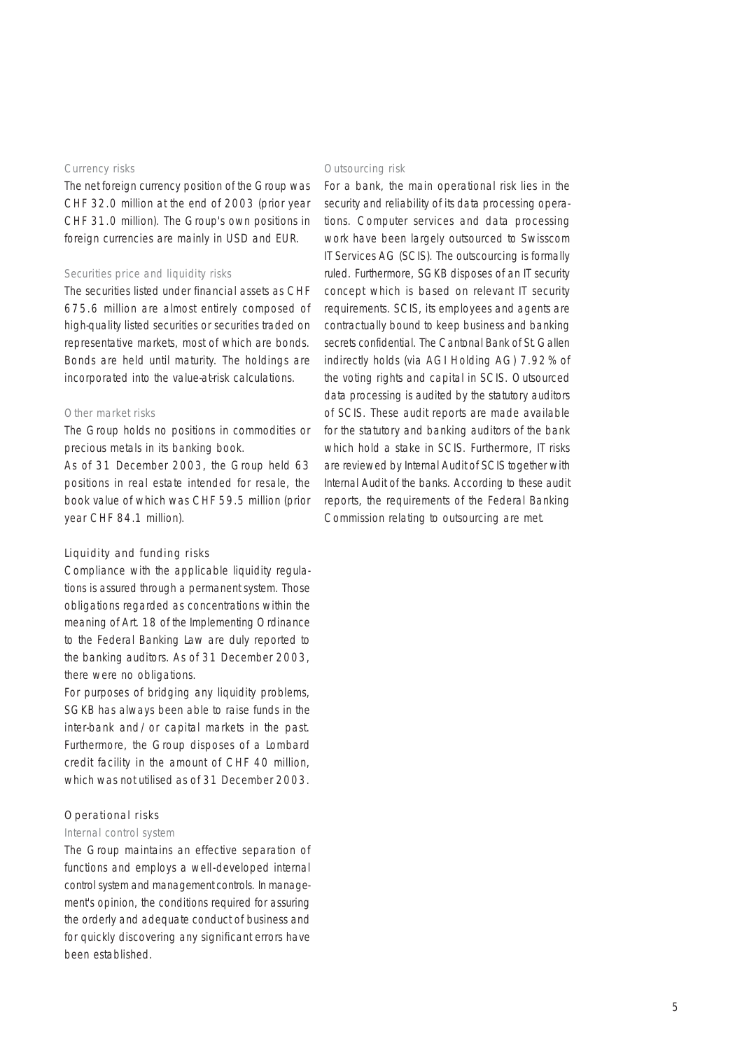### Currency risks

The net foreign currency position of the Group was CHF 32.0 million at the end of 2003 (prior year CHF 31.0 million). The Group's own positions in foreign currencies are mainly in USD and EUR.

### Securities price and liquidity risks

The securities listed under financial assets as CHF 675.6 million are almost entirely composed of high-quality listed securities or securities traded on representative markets, most of which are bonds. Bonds are held until maturity. The holdings are incorporated into the value-at-risk calculations.

### Other market risks

The Group holds no positions in commodities or precious metals in its banking book.

As of 31 December 2003, the Group held 63 positions in real estate intended for resale, the book value of which was CHF 59.5 million (prior year CHF 84.1 million).

## Liquidity and funding risks

Compliance with the applicable liquidity regulations is assured through a permanent system. Those obligations regarded as concentrations within the meaning of Art. 18 of the Implementing Ordinance to the Federal Banking Law are duly reported to the banking auditors. As of 31 December 2003, there were no obligations.

For purposes of bridging any liquidity problems, SGKB has always been able to raise funds in the inter-bank and/or capital markets in the past. Furthermore, the Group disposes of a Lombard credit facility in the amount of CHF 40 million, which was not utilised as of 31 December 2003.

## Operational risks

### Internal control system

The Group maintains an effective separation of functions and employs a well-developed internal control system and management controls. In management's opinion, the conditions required for assuring the orderly and adequate conduct of business and for quickly discovering any significant errors have been established.

### Outsourcing risk

For a bank, the main operational risk lies in the security and reliability of its data processing operations. Computer services and data processing work have been largely outsourced to Swisscom IT Services AG (SCIS). The outscourcing is formally ruled. Furthermore, SGKB disposes of an IT security concept which is based on relevant IT security requirements. SCIS, its employees and agents are contractually bound to keep business and banking secrets confidential. The Cantonal Bank of St. Gallen indirectly holds (via AGI Holding AG) 7.92 % of the voting rights and capital in SCIS. Outsourced data processing is audited by the statutory auditors of SCIS. These audit reports are made available for the statutory and banking auditors of the bank which hold a stake in SCIS. Furthermore, IT risks are reviewed by Internal Audit of SCIS together with Internal Audit of the banks. According to these audit reports, the requirements of the Federal Banking Commission relating to outsourcing are met.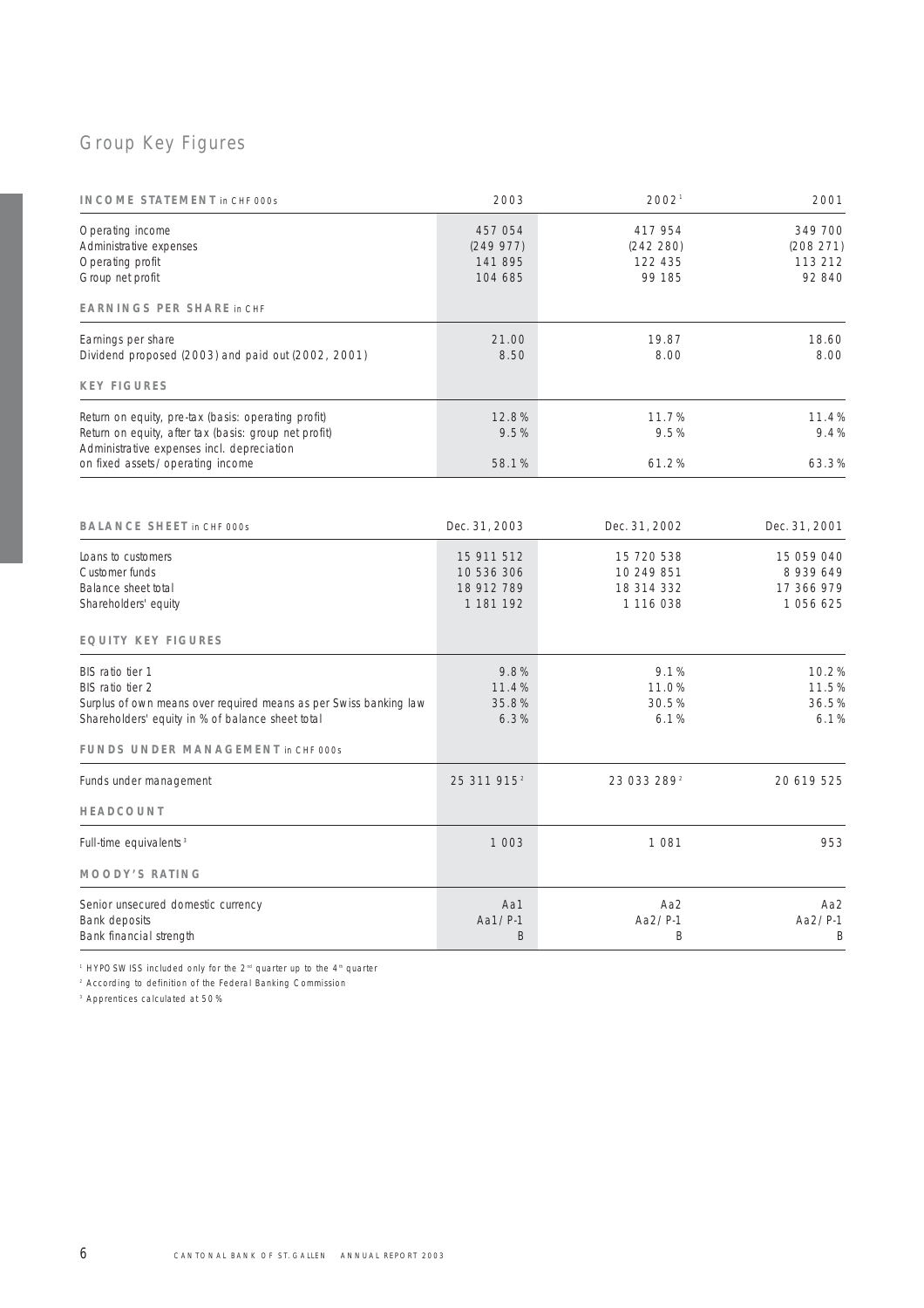# Group Key Figures

| INCOME STATEMENT in CHF 000s | 2003 | 2002[1] | 2001 |
|---|---|---|---|
| Operating income | 457 054 | 417 954 | 349 700 |
| Administrative expenses | (249 977) | (242 280) | (208 271) |
| Operating profit | 141 895 | 122 435 | 113 212 |
| Group net profit | 104 685 | 99 185 | 92 840 |
| **EARNINGS PER SHARE** in CHF | | | |
| Earnings per share | 21.00 | 19.87 | 18.60 |
| Dividend proposed (2003) and paid out (2002, 2001) | 8.50 | 8.00 | 8.00 |
| **KEY FIGURES** | | | |
| Return on equity, pre-tax (basis: operating profit) | 12.8% | 11.7% | 11.4% |
| Return on equity, after tax (basis: group net profit) | 9.5% | 9.5% | 9.4% |
| Administrative expenses incl. depreciation on fixed assets/operating income | 58.1% | 61.2% | 63.3% |

| BALANCE SHEET in CHF 000s | Dec. 31, 2003 | Dec. 31, 2002 | Dec. 31, 2001 |
|---|---|---|---|
| Loans to customers | 15 911 512 | 15 720 538 | 15 059 040 |
| Customer funds | 10 536 306 | 10 249 851 | 8 939 649 |
| Balance sheet total | 18 912 789 | 18 314 332 | 17 366 979 |
| Shareholders' equity | 1 181 192 | 1 116 038 | 1 056 625 |
| **EQUITY KEY FIGURES** | | | |
| BIS ratio tier 1 | 9.8% | 9.1% | 10.2% |
| BIS ratio tier 2 | 11.4% | 11.0% | 11.5% |
| Surplus of own means over required means as per Swiss banking law | 35.8% | 30.5% | 36.5% |
| Shareholders' equity in % of balance sheet total | 6.3% | 6.1% | 6.1% |
| **FUNDS UNDER MANAGEMENT** in CHF 000s | | | |
| Funds under management | 25 311 915[2] | 23 033 289[2] | 20 619 525 |
| **HEADCOUNT** | | | |
| Full-time equivalents[3] | 1 003 | 1 081 | 953 |
| **MOODY'S RATING** | | | |
| Senior unsecured domestic currency | Aa1 | Aa2 | Aa2 |
| Bank deposits | Aa1/P-1 | Aa2/P-1 | Aa2/P-1 |
| Bank financial strength | B | B | B |

[1] HYPOSWISS included only for the 2nd quarter up to the 4th quarter

[2] According to definition of the Federal Banking Commission

[3] Apprentices calculated at 50%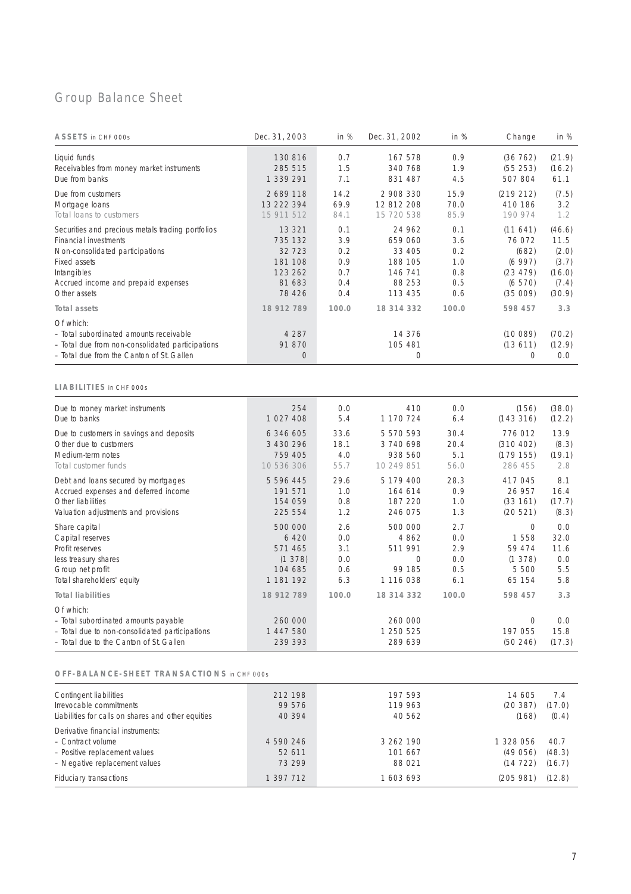# Group Balance Sheet

| **ASSETS** in CHF 000s | Dec. 31, 2003 | in % | Dec. 31, 2002 | in % | Change | in % |
|---|---|---|---|---|---|---|
| Liquid funds | 130 816 | 0.7 | 167 578 | 0.9 | (36 762) | (21.9) |
| Receivables from money market instruments | 285 515 | 1.5 | 340 768 | 1.9 | (55 253) | (16.2) |
| Due from banks | 1 339 291 | 7.1 | 831 487 | 4.5 | 507 804 | 61.1 |
| Due from customers | 2 689 118 | 14.2 | 2 908 330 | 15.9 | (219 212) | (7.5) |
| Mortgage loans | 13 222 394 | 69.9 | 12 812 208 | 70.0 | 410 186 | 3.2 |
| Total loans to customers | 15 911 512 | 84.1 | 15 720 538 | 85.9 | 190 974 | 1.2 |
| Securities and precious metals trading portfolios | 13 321 | 0.1 | 24 962 | 0.1 | (11 641) | (46.6) |
| Financial investments | 735 132 | 3.9 | 659 060 | 3.6 | 76 072 | 11.5 |
| Non-consolidated participations | 32 723 | 0.2 | 33 405 | 0.2 | (682) | (2.0) |
| Fixed assets | 181 108 | 0.9 | 188 105 | 1.0 | (6 997) | (3.7) |
| Intangibles | 123 262 | 0.7 | 146 741 | 0.8 | (23 479) | (16.0) |
| Accrued income and prepaid expenses | 81 683 | 0.4 | 88 253 | 0.5 | (6 570) | (7.4) |
| Other assets | 78 426 | 0.4 | 113 435 | 0.6 | (35 009) | (30.9) |
| **Total assets** | **18 912 789** | **100.0** | **18 314 332** | **100.0** | **598 457** | **3.3** |
| Of which: | | | | | | |
| – Total subordinated amounts receivable | 4 287 | | 14 376 | | (10 089) | (70.2) |
| – Total due from non-consolidated participations | 91 870 | | 105 481 | | (13 611) | (12.9) |
| – Total due from the Canton of St. Gallen | 0 | | 0 | | 0 | 0.0 |

| **LIABILITIES** in CHF 000s | Dec. 31, 2003 | in % | Dec. 31, 2002 | in % | Change | in % |
|---|---|---|---|---|---|---|
| Due to money market instruments | 254 | 0.0 | 410 | 0.0 | (156) | (38.0) |
| Due to banks | 1 027 408 | 5.4 | 1 170 724 | 6.4 | (143 316) | (12.2) |
| Due to customers in savings and deposits | 6 346 605 | 33.6 | 5 570 593 | 30.4 | 776 012 | 13.9 |
| Other due to customers | 3 430 296 | 18.1 | 3 740 698 | 20.4 | (310 402) | (8.3) |
| Medium-term notes | 759 405 | 4.0 | 938 560 | 5.1 | (179 155) | (19.1) |
| Total customer funds | 10 536 306 | 55.7 | 10 249 851 | 56.0 | 286 455 | 2.8 |
| Debt and loans secured by mortgages | 5 596 445 | 29.6 | 5 179 400 | 28.3 | 417 045 | 8.1 |
| Accrued expenses and deferred income | 191 571 | 1.0 | 164 614 | 0.9 | 26 957 | 16.4 |
| Other liabilities | 154 059 | 0.8 | 187 220 | 1.0 | (33 161) | (17.7) |
| Valuation adjustments and provisions | 225 554 | 1.2 | 246 075 | 1.3 | (20 521) | (8.3) |
| Share capital | 500 000 | 2.6 | 500 000 | 2.7 | 0 | 0.0 |
| Capital reserves | 6 420 | 0.0 | 4 862 | 0.0 | 1 558 | 32.0 |
| Profit reserves | 571 465 | 3.1 | 511 991 | 2.9 | 59 474 | 11.6 |
| less treasury shares | (1 378) | 0.0 | 0 | 0.0 | (1 378) | 0.0 |
| Group net profit | 104 685 | 0.6 | 99 185 | 0.5 | 5 500 | 5.5 |
| Total shareholders' equity | 1 181 192 | 6.3 | 1 116 038 | 6.1 | 65 154 | 5.8 |
| **Total liabilities** | **18 912 789** | **100.0** | **18 314 332** | **100.0** | **598 457** | **3.3** |
| Of which: | | | | | | |
| – Total subordinated amounts payable | 260 000 | | 260 000 | | 0 | 0.0 |
| – Total due to non-consolidated participations | 1 447 580 | | 1 250 525 | | 197 055 | 15.8 |
| – Total due to the Canton of St. Gallen | 239 393 | | 289 639 | | (50 246) | (17.3) |

| **OFF-BALANCE-SHEET TRANSACTIONS** in CHF 000s | Dec. 31, 2003 | Dec. 31, 2002 | Change | in % |
|---|---|---|---|---|
| Contingent liabilities | 212 198 | 197 593 | 14 605 | 7.4 |
| Irrevocable commitments | 99 576 | 119 963 | (20 387) | (17.0) |
| Liabilities for calls on shares and other equities | 40 394 | 40 562 | (168) | (0.4) |
| Derivative financial instruments: | | | | |
| – Contract volume | 4 590 246 | 3 262 190 | 1 328 056 | 40.7 |
| – Positive replacement values | 52 611 | 101 667 | (49 056) | (48.3) |
| – Negative replacement values | 73 299 | 88 021 | (14 722) | (16.7) |
| Fiduciary transactions | 1 397 712 | 1 603 693 | (205 981) | (12.8) |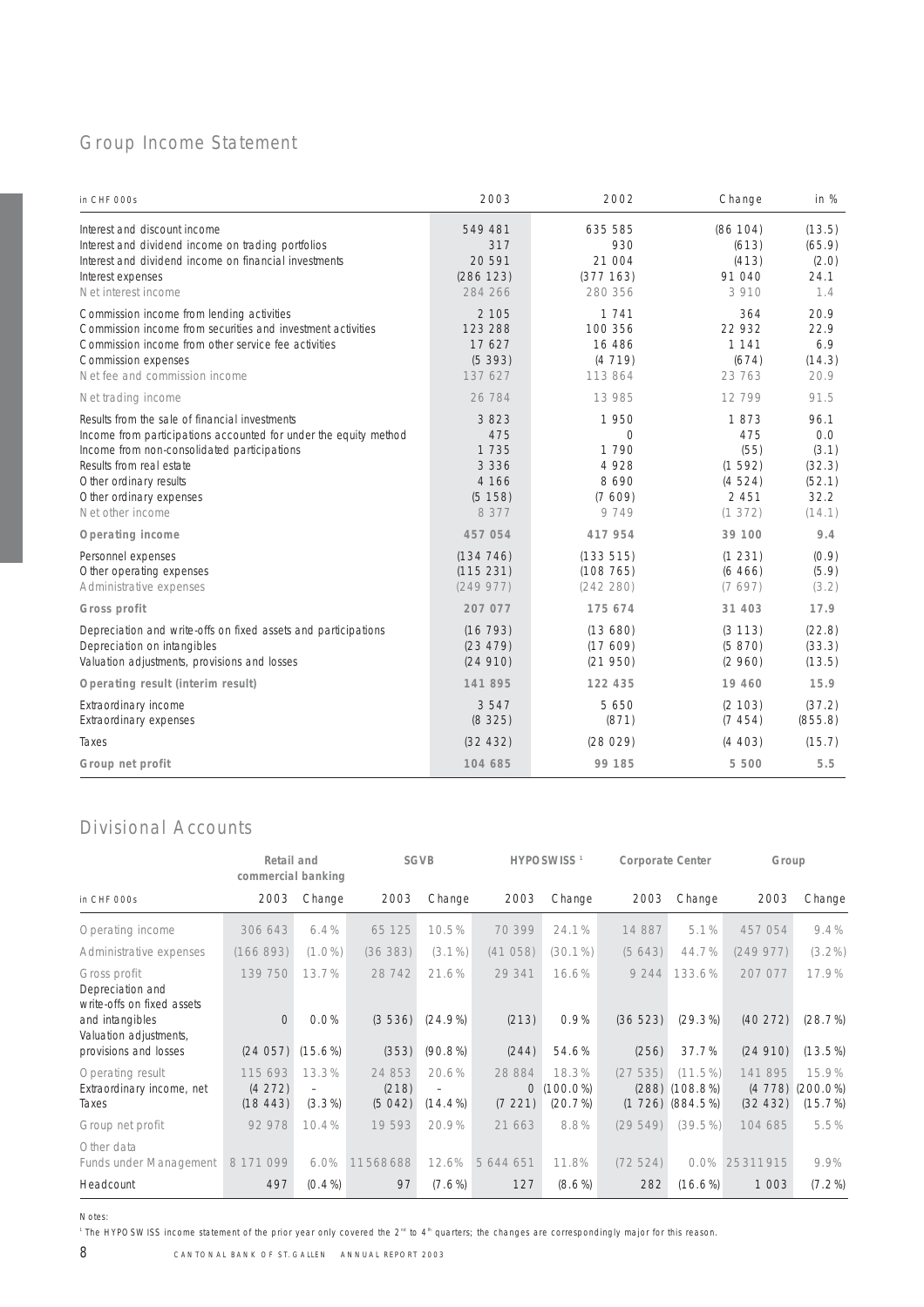## Group Income Statement

| in CHF 000s | 2003 | 2002 | Change | in % |
|---|---|---|---|---|
| Interest and discount income | 549 481 | 635 585 | (86 104) | (13.5) |
| Interest and dividend income on trading portfolios | 317 | 930 | (613) | (65.9) |
| Interest and dividend income on financial investments | 20 591 | 21 004 | (413) | (2.0) |
| Interest expenses | (286 123) | (377 163) | 91 040 | 24.1 |
| Net interest income | 284 266 | 280 356 | 3 910 | 1.4 |
| Commission income from lending activities | 2 105 | 1 741 | 364 | 20.9 |
| Commission income from securities and investment activities | 123 288 | 100 356 | 22 932 | 22.9 |
| Commission income from other service fee activities | 17 627 | 16 486 | 1 141 | 6.9 |
| Commission expenses | (5 393) | (4 719) | (674) | (14.3) |
| Net fee and commission income | 137 627 | 113 864 | 23 763 | 20.9 |
| Net trading income | 26 784 | 13 985 | 12 799 | 91.5 |
| Results from the sale of financial investments | 3 823 | 1 950 | 1 873 | 96.1 |
| Income from participations accounted for under the equity method | 475 | 0 | 475 | 0.0 |
| Income from non-consolidated participations | 1 735 | 1 790 | (55) | (3.1) |
| Results from real estate | 3 336 | 4 928 | (1 592) | (32.3) |
| Other ordinary results | 4 166 | 8 690 | (4 524) | (52.1) |
| Other ordinary expenses | (5 158) | (7 609) | 2 451 | 32.2 |
| Net other income | 8 377 | 9 749 | (1 372) | (14.1) |
| **Operating income** | **457 054** | **417 954** | **39 100** | **9.4** |
| Personnel expenses | (134 746) | (133 515) | (1 231) | (0.9) |
| Other operating expenses | (115 231) | (108 765) | (6 466) | (5.9) |
| Administrative expenses | (249 977) | (242 280) | (7 697) | (3.2) |
| **Gross profit** | **207 077** | **175 674** | **31 403** | **17.9** |
| Depreciation and write-offs on fixed assets and participations | (16 793) | (13 680) | (3 113) | (22.8) |
| Depreciation on intangibles | (23 479) | (17 609) | (5 870) | (33.3) |
| Valuation adjustments, provisions and losses | (24 910) | (21 950) | (2 960) | (13.5) |
| **Operating result (interim result)** | **141 895** | **122 435** | **19 460** | **15.9** |
| Extraordinary income | 3 547 | 5 650 | (2 103) | (37.2) |
| Extraordinary expenses | (8 325) | (871) | (7 454) | (855.8) |
| Taxes | (32 432) | (28 029) | (4 403) | (15.7) |
| **Group net profit** | **104 685** | **99 185** | **5 500** | **5.5** |

## Divisional Accounts

| | Retail and commercial banking | | SGVB | | HYPOSWISS [1] | | Corporate Center | | Group | |
|---|---|---|---|---|---|---|---|---|---|---|
| in CHF 000s | 2003 | Change | 2003 | Change | 2003 | Change | 2003 | Change | 2003 | Change |
| Operating income | 306 643 | 6.4% | 65 125 | 10.5% | 70 399 | 24.1% | 14 887 | 5.1% | 457 054 | 9.4% |
| Administrative expenses | (166 893) | (1.0%) | (36 383) | (3.1%) | (41 058) | (30.1%) | (5 643) | 44.7% | (249 977) | (3.2%) |
| Gross profit | 139 750 | 13.7% | 28 742 | 21.6% | 29 341 | 16.6% | 9 244 | 133.6% | 207 077 | 17.9% |
| Depreciation and write-offs on fixed assets and intangibles | 0 | 0.0% | (3 536) | (24.9%) | (213) | 0.9% | (36 523) | (29.3%) | (40 272) | (28.7%) |
| Valuation adjustments, provisions and losses | (24 057) | (15.6%) | (353) | (90.8%) | (244) | 54.6% | (256) | 37.7% | (24 910) | (13.5%) |
| Operating result | 115 693 | 13.3% | 24 853 | 20.6% | 28 884 | 18.3% | (27 535) | (11.5%) | 141 895 | 15.9% |
| Extraordinary income, net | (4 272) | – | (218) | – | 0 | (100.0%) | (288) | (108.8%) | (4 778) | (200.0%) |
| Taxes | (18 443) | (3.3%) | (5 042) | (14.4%) | (7 221) | (20.7%) | (1 726) | (884.5%) | (32 432) | (15.7%) |
| Group net profit | 92 978 | 10.4% | 19 593 | 20.9% | 21 663 | 8.8% | (29 549) | (39.5%) | 104 685 | 5.5% |
| Other data | | | | | | | | | | |
| Funds under Management | 8 171 099 | 6.0% | 11568688 | 12.6% | 5 644 651 | 11.8% | (72 524) | 0.0% | 25311915 | 9.9% |
| Headcount | 497 | (0.4%) | 97 | (7.6%) | 127 | (8.6%) | 282 | (16.6%) | 1 003 | (7.2%) |

Notes:

[1] The HYPOSWISS income statement of the prior year only covered the 2nd to 4th quarters; the changes are correspondingly major for this reason.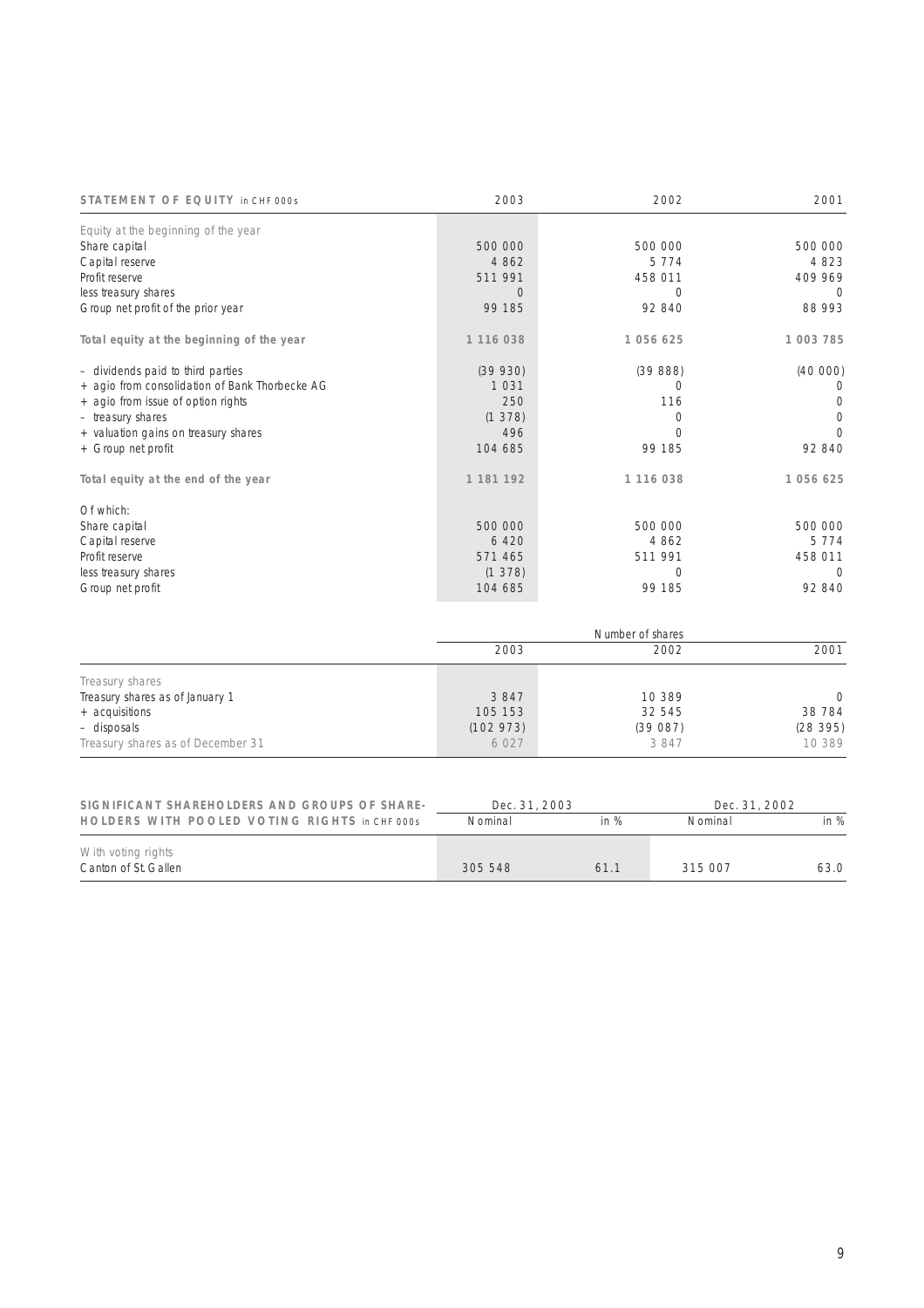| STATEMENT OF EQUITY in CHF 000s | 2003 | 2002 | 2001 |
|---|---|---|---|
| Equity at the beginning of the year | | | |
| Share capital | 500 000 | 500 000 | 500 000 |
| Capital reserve | 4 862 | 5 774 | 4 823 |
| Profit reserve | 511 991 | 458 011 | 409 969 |
| less treasury shares | 0 | 0 | 0 |
| Group net profit of the prior year | 99 185 | 92 840 | 88 993 |
| **Total equity at the beginning of the year** | **1 116 038** | **1 056 625** | **1 003 785** |
| – dividends paid to third parties | (39 930) | (39 888) | (40 000) |
| + agio from consolidation of Bank Thorbecke AG | 1 031 | 0 | 0 |
| + agio from issue of option rights | 250 | 116 | 0 |
| – treasury shares | (1 378) | 0 | 0 |
| + valuation gains on treasury shares | 496 | 0 | 0 |
| + Group net profit | 104 685 | 99 185 | 92 840 |
| **Total equity at the end of the year** | **1 181 192** | **1 116 038** | **1 056 625** |
| Of which: | | | |
| Share capital | 500 000 | 500 000 | 500 000 |
| Capital reserve | 6 420 | 4 862 | 5 774 |
| Profit reserve | 571 465 | 511 991 | 458 011 |
| less treasury shares | (1 378) | 0 | 0 |
| Group net profit | 104 685 | 99 185 | 92 840 |

| | Number of shares | | |
|---|---|---|---|
| | 2003 | 2002 | 2001 |
| Treasury shares | | | |
| Treasury shares as of January 1 | 3 847 | 10 389 | 0 |
| + acquisitions | 105 153 | 32 545 | 38 784 |
| – disposals | (102 973) | (39 087) | (28 395) |
| Treasury shares as of December 31 | 6 027 | 3 847 | 10 389 |

| SIGNIFICANT SHAREHOLDERS AND GROUPS OF SHAREHOLDERS WITH POOLED VOTING RIGHTS in CHF 000s | Dec. 31, 2003 | | Dec. 31, 2002 | |
|---|---|---|---|---|
| | Nominal | in % | Nominal | in % |
| With voting rights | | | | |
| Canton of St. Gallen | 305 548 | 61.1 | 315 007 | 63.0 |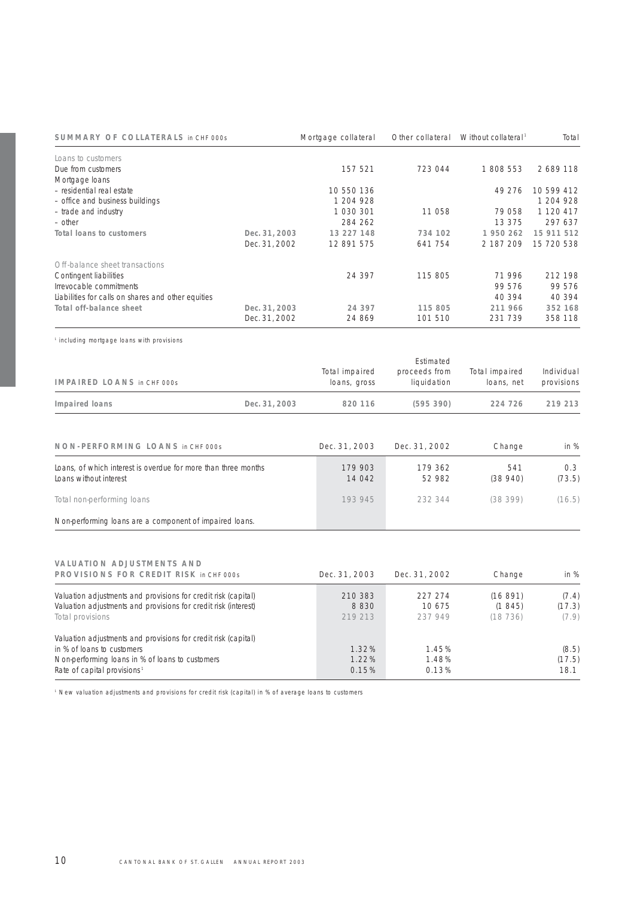| SUMMARY OF COLLATERALS in CHF 000s | | Mortgage collateral | Other collateral | Without collateral[1] | Total |
|---|---|---|---|---|---|
| Loans to customers | | | | | |
| Due from customers | | 157 521 | 723 044 | 1 808 553 | 2 689 118 |
| Mortgage loans | | | | | |
| – residential real estate | | 10 550 136 | | 49 276 | 10 599 412 |
| – office and business buildings | | 1 204 928 | | | 1 204 928 |
| – trade and industry | | 1 030 301 | 11 058 | 79 058 | 1 120 417 |
| – other | | 284 262 | | 13 375 | 297 637 |
| **Total loans to customers** | **Dec. 31, 2003** | **13 227 148** | **734 102** | **1 950 262** | **15 911 512** |
| | Dec. 31, 2002 | 12 891 575 | 641 754 | 2 187 209 | 15 720 538 |
| Off-balance sheet transactions | | | | | |
| Contingent liabilities | | 24 397 | 115 805 | 71 996 | 212 198 |
| Irrevocable commitments | | | | 99 576 | 99 576 |
| Liabilities for calls on shares and other equities | | | | 40 394 | 40 394 |
| **Total off-balance sheet** | **Dec. 31, 2003** | **24 397** | **115 805** | **211 966** | **352 168** |
| | Dec. 31, 2002 | 24 869 | 101 510 | 231 739 | 358 118 |

[1] including mortgage loans with provisions

| IMPAIRED LOANS in CHF 000s | | Total impaired loans, gross | Estimated proceeds from liquidation | Total impaired loans, net | Individual provisions |
|---|---|---|---|---|---|
| **Impaired loans** | **Dec. 31, 2003** | **820 116** | **(595 390)** | **224 726** | **219 213** |

| NON-PERFORMING LOANS in CHF 000s | Dec. 31, 2003 | Dec. 31, 2002 | Change | in % |
|---|---|---|---|---|
| Loans, of which interest is overdue for more than three months | 179 903 | 179 362 | 541 | 0.3 |
| Loans without interest | 14 042 | 52 982 | (38 940) | (73.5) |
| Total non-performing loans | 193 945 | 232 344 | (38 399) | (16.5) |
| Non-performing loans are a component of impaired loans. | | | | |

| VALUATION ADJUSTMENTS AND PROVISIONS FOR CREDIT RISK in CHF 000s | Dec. 31, 2003 | Dec. 31, 2002 | Change | in % |
|---|---|---|---|---|
| Valuation adjustments and provisions for credit risk (capital) | 210 383 | 227 274 | (16 891) | (7.4) |
| Valuation adjustments and provisions for credit risk (interest) | 8 830 | 10 675 | (1 845) | (17.3) |
| Total provisions | 219 213 | 237 949 | (18 736) | (7.9) |
| Valuation adjustments and provisions for credit risk (capital) in % of loans to customers | 1.32 % | 1.45 % | | (8.5) |
| Non-performing loans in % of loans to customers | 1.22 % | 1.48 % | | (17.5) |
| Rate of capital provisions[1] | 0.15 % | 0.13 % | | 18.1 |

[1] New valuation adjustments and provisions for credit risk (capital) in % of average loans to customers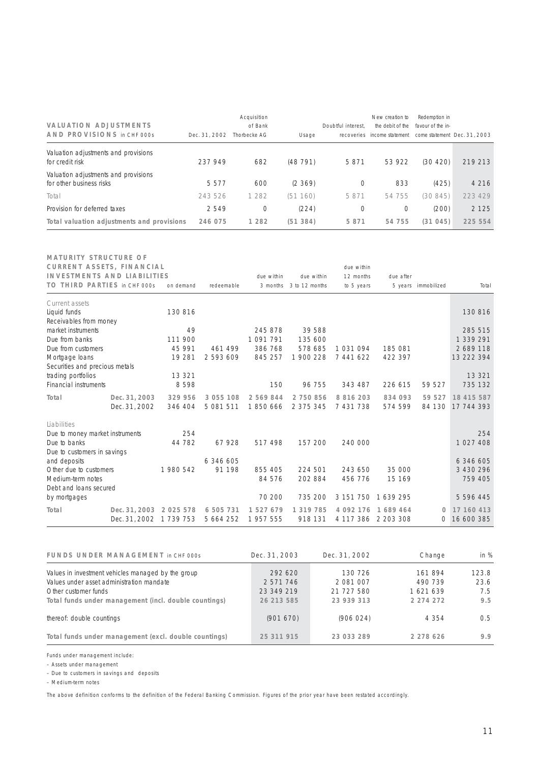| VALUATION ADJUSTMENTS AND PROVISIONS in CHF 000s | Dec. 31, 2002 | Acquisition of Bank Thorbecke AG | Usage | Doubtful interest, recoveries | New creation to the debit of the income statement | Redemption in favour of the income statement | Dec. 31, 2003 |
|---|---|---|---|---|---|---|---|
| Valuation adjustments and provisions for credit risk | 237 949 | 682 | (48 791) | 5 871 | 53 922 | (30 420) | 219 213 |
| Valuation adjustments and provisions for other business risks | 5 577 | 600 | (2 369) | 0 | 833 | (425) | 4 216 |
| Total | 243 526 | 1 282 | (51 160) | 5 871 | 54 755 | (30 845) | 223 429 |
| Provision for deferred taxes | 2 549 | 0 | (224) | 0 | 0 | (200) | 2 125 |
| **Total valuation adjustments and provisions** | **246 075** | **1 282** | **(51 384)** | **5 871** | **54 755** | **(31 045)** | **225 554** |

| MATURITY STRUCTURE OF CURRENT ASSETS, FINANCIAL INVESTMENTS AND LIABILITIES TO THIRD PARTIES in CHF 000s | | on demand | redeemable | due within 3 months | due within 3 to 12 months | due within 12 months to 5 years | due after 5 years | immobilized | Total |
|---|---|---|---|---|---|---|---|---|---|
| Current assets | | | | | | | | | |
| Liquid funds | | 130 816 | | | | | | | 130 816 |
| Receivables from money market instruments | | 49 | | 245 878 | 39 588 | | | | 285 515 |
| Due from banks | | 111 900 | | 1 091 791 | 135 600 | | | | 1 339 291 |
| Due from customers | | 45 991 | 461 499 | 386 768 | 578 685 | 1 031 094 | 185 081 | | 2 689 118 |
| Mortgage loans | | 19 281 | 2 593 609 | 845 257 | 1 900 228 | 7 441 622 | 422 397 | | 13 222 394 |
| Securities and precious metals trading portfolios | | 13 321 | | | | | | | 13 321 |
| Financial instruments | | 8 598 | | 150 | 96 755 | 343 487 | 226 615 | 59 527 | 735 132 |
| **Total** | **Dec. 31, 2003** | **329 956** | **3 055 108** | **2 569 844** | **2 750 856** | **8 816 203** | **834 093** | **59 527** | **18 415 587** |
| | Dec. 31, 2002 | 346 404 | 5 081 511 | 1 850 666 | 2 375 345 | 7 431 738 | 574 599 | 84 130 | 17 744 393 |
| Liabilities | | | | | | | | | |
| Due to money market instruments | | 254 | | | | | | | 254 |
| Due to banks | | 44 782 | 67 928 | 517 498 | 157 200 | 240 000 | | | 1 027 408 |
| Due to customers in savings and deposits | | | 6 346 605 | | | | | | 6 346 605 |
| Other due to customers | | 1 980 542 | 91 198 | 855 405 | 224 501 | 243 650 | 35 000 | | 3 430 296 |
| Medium-term notes | | | | 84 576 | 202 884 | 456 776 | 15 169 | | 759 405 |
| Debt and loans secured by mortgages | | | | 70 200 | 735 200 | 3 151 750 | 1 639 295 | | 5 596 445 |
| **Total** | **Dec. 31, 2003** | **2 025 578** | **6 505 731** | **1 527 679** | **1 319 785** | **4 092 176** | **1 689 464** | **0** | **17 160 413** |
| | Dec. 31, 2002 | 1 739 753 | 5 664 252 | 1 957 555 | 918 131 | 4 117 386 | 2 203 308 | 0 | 16 600 385 |

| FUNDS UNDER MANAGEMENT in CHF 000s | Dec. 31, 2003 | Dec. 31, 2002 | Change | in % |
|---|---|---|---|---|
| Values in investment vehicles managed by the group | 292 620 | 130 726 | 161 894 | 123.8 |
| Values under asset administration mandate | 2 571 746 | 2 081 007 | 490 739 | 23.6 |
| Other customer funds | 23 349 219 | 21 727 580 | 1 621 639 | 7.5 |
| **Total funds under management (incl. double countings)** | **26 213 585** | **23 939 313** | **2 274 272** | **9.5** |
| thereof: double countings | (901 670) | (906 024) | 4 354 | 0.5 |
| **Total funds under management (excl. double countings)** | **25 311 915** | **23 033 289** | **2 278 626** | **9.9** |

Funds under management include:

- Assets under management
- Due to customers in savings and deposits
- Medium-term notes

The above definition conforms to the definition of the Federal Banking Commission. Figures of the prior year have been restated accordingly.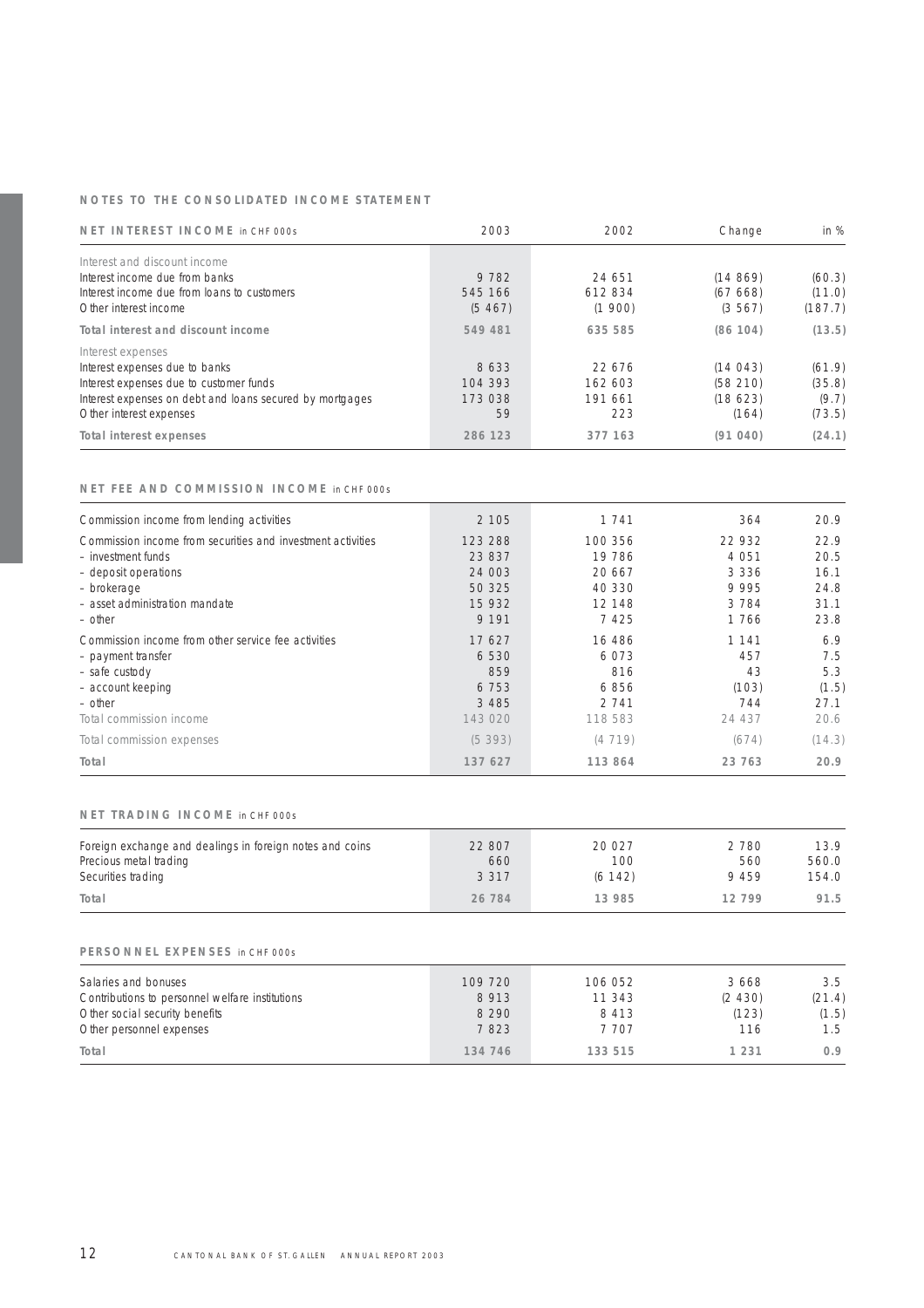## NOTES TO THE CONSOLIDATED INCOME STATEMENT

| NET INTEREST INCOME in CHF 000s | 2003 | 2002 | Change | in % |
|---|---|---|---|---|
| Interest and discount income | | | | |
| Interest income due from banks | 9 782 | 24 651 | (14 869) | (60.3) |
| Interest income due from loans to customers | 545 166 | 612 834 | (67 668) | (11.0) |
| Other interest income | (5 467) | (1 900) | (3 567) | (187.7) |
| **Total interest and discount income** | **549 481** | **635 585** | **(86 104)** | **(13.5)** |
| Interest expenses | | | | |
| Interest expenses due to banks | 8 633 | 22 676 | (14 043) | (61.9) |
| Interest expenses due to customer funds | 104 393 | 162 603 | (58 210) | (35.8) |
| Interest expenses on debt and loans secured by mortgages | 173 038 | 191 661 | (18 623) | (9.7) |
| Other interest expenses | 59 | 223 | (164) | (73.5) |
| **Total interest expenses** | **286 123** | **377 163** | **(91 040)** | **(24.1)** |

| NET FEE AND COMMISSION INCOME in CHF 000s | | | | |
|---|---|---|---|---|
| Commission income from lending activities | 2 105 | 1 741 | 364 | 20.9 |
| Commission income from securities and investment activities | 123 288 | 100 356 | 22 932 | 22.9 |
| – investment funds | 23 837 | 19 786 | 4 051 | 20.5 |
| – deposit operations | 24 003 | 20 667 | 3 336 | 16.1 |
| – brokerage | 50 325 | 40 330 | 9 995 | 24.8 |
| – asset administration mandate | 15 932 | 12 148 | 3 784 | 31.1 |
| – other | 9 191 | 7 425 | 1 766 | 23.8 |
| Commission income from other service fee activities | 17 627 | 16 486 | 1 141 | 6.9 |
| – payment transfer | 6 530 | 6 073 | 457 | 7.5 |
| – safe custody | 859 | 816 | 43 | 5.3 |
| – account keeping | 6 753 | 6 856 | (103) | (1.5) |
| – other | 3 485 | 2 741 | 744 | 27.1 |
| Total commission income | 143 020 | 118 583 | 24 437 | 20.6 |
| Total commission expenses | (5 393) | (4 719) | (674) | (14.3) |
| **Total** | **137 627** | **113 864** | **23 763** | **20.9** |

| NET TRADING INCOME in CHF 000s | | | | |
|---|---|---|---|---|
| Foreign exchange and dealings in foreign notes and coins | 22 807 | 20 027 | 2 780 | 13.9 |
| Precious metal trading | 660 | 100 | 560 | 560.0 |
| Securities trading | 3 317 | (6 142) | 9 459 | 154.0 |
| **Total** | **26 784** | **13 985** | **12 799** | **91.5** |

| PERSONNEL EXPENSES in CHF 000s | | | | |
|---|---|---|---|---|
| Salaries and bonuses | 109 720 | 106 052 | 3 668 | 3.5 |
| Contributions to personnel welfare institutions | 8 913 | 11 343 | (2 430) | (21.4) |
| Other social security benefits | 8 290 | 8 413 | (123) | (1.5) |
| Other personnel expenses | 7 823 | 7 707 | 116 | 1.5 |
| **Total** | **134 746** | **133 515** | **1 231** | **0.9** |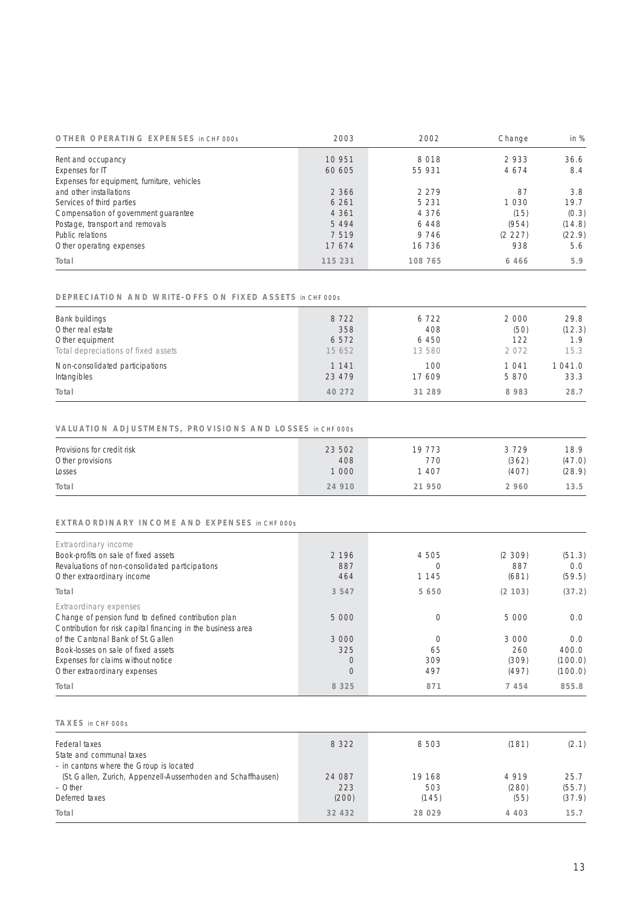| OTHER OPERATING EXPENSES in CHF 000s | 2003 | 2002 | Change | in % |
|---|---|---|---|---|
| Rent and occupancy | 10 951 | 8 018 | 2 933 | 36.6 |
| Expenses for IT | 60 605 | 55 931 | 4 674 | 8.4 |
| Expenses for equipment, furniture, vehicles and other installations | 2 366 | 2 279 | 87 | 3.8 |
| Services of third parties | 6 261 | 5 231 | 1 030 | 19.7 |
| Compensation of government guarantee | 4 361 | 4 376 | (15) | (0.3) |
| Postage, transport and removals | 5 494 | 6 448 | (954) | (14.8) |
| Public relations | 7 519 | 9 746 | (2 227) | (22.9) |
| Other operating expenses | 17 674 | 16 736 | 938 | 5.6 |
| **Total** | **115 231** | **108 765** | **6 466** | **5.9** |

| DEPRECIATION AND WRITE-OFFS ON FIXED ASSETS in CHF 000s | 2003 | 2002 | Change | in % |
|---|---|---|---|---|
| Bank buildings | 8 722 | 6 722 | 2 000 | 29.8 |
| Other real estate | 358 | 408 | (50) | (12.3) |
| Other equipment | 6 572 | 6 450 | 122 | 1.9 |
| Total depreciations of fixed assets | 15 652 | 13 580 | 2 072 | 15.3 |
| Non-consolidated participations | 1 141 | 100 | 1 041 | 1 041.0 |
| Intangibles | 23 479 | 17 609 | 5 870 | 33.3 |
| **Total** | **40 272** | **31 289** | **8 983** | **28.7** |

| VALUATION ADJUSTMENTS, PROVISIONS AND LOSSES in CHF 000s | 2003 | 2002 | Change | in % |
|---|---|---|---|---|
| Provisions for credit risk | 23 502 | 19 773 | 3 729 | 18.9 |
| Other provisions | 408 | 770 | (362) | (47.0) |
| Losses | 1 000 | 1 407 | (407) | (28.9) |
| **Total** | **24 910** | **21 950** | **2 960** | **13.5** |

| EXTRAORDINARY INCOME AND EXPENSES in CHF 000s | 2003 | 2002 | Change | in % |
|---|---|---|---|---|
| Extraordinary income | | | | |
| Book-profits on sale of fixed assets | 2 196 | 4 505 | (2 309) | (51.3) |
| Revaluations of non-consolidated participations | 887 | 0 | 887 | 0.0 |
| Other extraordinary income | 464 | 1 145 | (681) | (59.5) |
| **Total** | **3 547** | **5 650** | **(2 103)** | **(37.2)** |
| Extraordinary expenses | | | | |
| Change of pension fund to defined contribution plan | 5 000 | 0 | 5 000 | 0.0 |
| Contribution for risk capital financing in the business area of the Cantonal Bank of St. Gallen | 3 000 | 0 | 3 000 | 0.0 |
| Book-losses on sale of fixed assets | 325 | 65 | 260 | 400.0 |
| Expenses for claims without notice | 0 | 309 | (309) | (100.0) |
| Other extraordinary expenses | 0 | 497 | (497) | (100.0) |
| **Total** | **8 325** | **871** | **7 454** | **855.8** |

| TAXES in CHF 000s | 2003 | 2002 | Change | in % |
|---|---|---|---|---|
| Federal taxes | 8 322 | 8 503 | (181) | (2.1) |
| State and communal taxes | | | | |
| – in cantons where the Group is located (St. Gallen, Zurich, Appenzell-Ausserrhoden and Schaffhausen) | 24 087 | 19 168 | 4 919 | 25.7 |
| – Other | 223 | 503 | (280) | (55.7) |
| Deferred taxes | (200) | (145) | (55) | (37.9) |
| **Total** | **32 432** | **28 029** | **4 403** | **15.7** |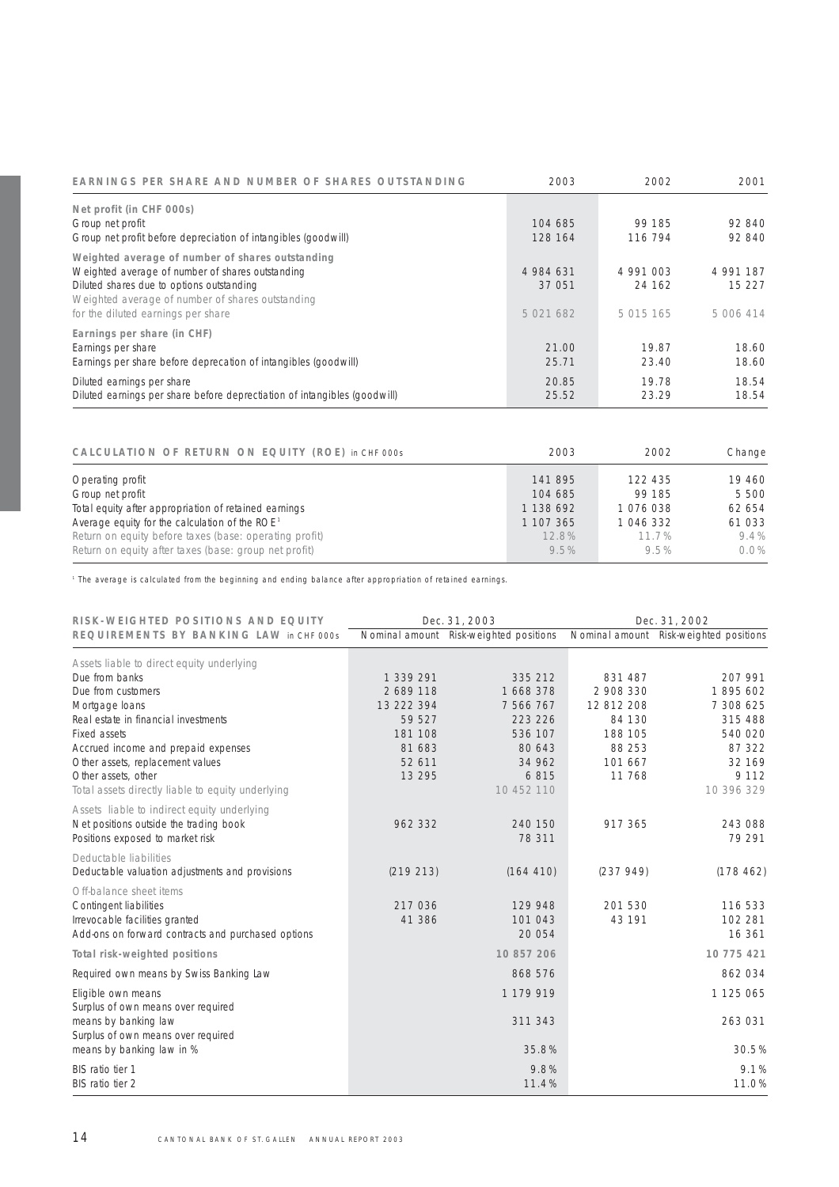| EARNINGS PER SHARE AND NUMBER OF SHARES OUTSTANDING | 2003 | 2002 | 2001 |
|---|---|---|---|
| **Net profit (in CHF 000s)** | | | |
| Group net profit | 104 685 | 99 185 | 92 840 |
| Group net profit before depreciation of intangibles (goodwill) | 128 164 | 116 794 | 92 840 |
| **Weighted average of number of shares outstanding** | | | |
| Weighted average of number of shares outstanding | 4 984 631 | 4 991 003 | 4 991 187 |
| Diluted shares due to options outstanding | 37 051 | 24 162 | 15 227 |
| Weighted average of number of shares outstanding for the diluted earnings per share | 5 021 682 | 5 015 165 | 5 006 414 |
| **Earnings per share (in CHF)** | | | |
| Earnings per share | 21.00 | 19.87 | 18.60 |
| Earnings per share before deprecation of intangibles (goodwill) | 25.71 | 23.40 | 18.60 |
| Diluted earnings per share | 20.85 | 19.78 | 18.54 |
| Diluted earnings per share before deprectiation of intangibles (goodwill) | 25.52 | 23.29 | 18.54 |

| CALCULATION OF RETURN ON EQUITY (ROE) in CHF 000s | 2003 | 2002 | Change |
|---|---|---|---|
| Operating profit | 141 895 | 122 435 | 19 460 |
| Group net profit | 104 685 | 99 185 | 5 500 |
| Total equity after appropriation of retained earnings | 1 138 692 | 1 076 038 | 62 654 |
| Average equity for the calculation of the ROE[1] | 1 107 365 | 1 046 332 | 61 033 |
| Return on equity before taxes (base: operating profit) | 12.8% | 11.7% | 9.4% |
| Return on equity after taxes (base: group net profit) | 9.5% | 9.5% | 0.0% |

[1] The average is calculated from the beginning and ending balance after appropriation of retained earnings.

| RISK-WEIGHTED POSITIONS AND EQUITY REQUIREMENTS BY BANKING LAW in CHF 000s | Dec. 31, 2003 | | Dec. 31, 2002 | |
|---|---|---|---|---|
| | Nominal amount | Risk-weighted positions | Nominal amount | Risk-weighted positions |
| Assets liable to direct equity underlying | | | | |
| Due from banks | 1 339 291 | 335 212 | 831 487 | 207 991 |
| Due from customers | 2 689 118 | 1 668 378 | 2 908 330 | 1 895 602 |
| Mortgage loans | 13 222 394 | 7 566 767 | 12 812 208 | 7 308 625 |
| Real estate in financial investments | 59 527 | 223 226 | 84 130 | 315 488 |
| Fixed assets | 181 108 | 536 107 | 188 105 | 540 020 |
| Accrued income and prepaid expenses | 81 683 | 80 643 | 88 253 | 87 322 |
| Other assets, replacement values | 52 611 | 34 962 | 101 667 | 32 169 |
| Other assets, other | 13 295 | 6 815 | 11 768 | 9 112 |
| Total assets directly liable to equity underlying | | 10 452 110 | | 10 396 329 |
| Assets liable to indirect equity underlying | | | | |
| Net positions outside the trading book | 962 332 | 240 150 | 917 365 | 243 088 |
| Positions exposed to market risk | | 78 311 | | 79 291 |
| Deductable liabilities | | | | |
| Deductable valuation adjustments and provisions | (219 213) | (164 410) | (237 949) | (178 462) |
| Off-balance sheet items | | | | |
| Contingent liabilities | 217 036 | 129 948 | 201 530 | 116 533 |
| Irrevocable facilities granted | 41 386 | 101 043 | 43 191 | 102 281 |
| Add-ons on forward contracts and purchased options | | 20 054 | | 16 361 |
| **Total risk-weighted positions** | | **10 857 206** | | **10 775 421** |
| Required own means by Swiss Banking Law | | 868 576 | | 862 034 |
| Eligible own means | | 1 179 919 | | 1 125 065 |
| Surplus of own means over required means by banking law | | 311 343 | | 263 031 |
| Surplus of own means over required means by banking law in % | | 35.8% | | 30.5% |
| BIS ratio tier 1 | | 9.8% | | 9.1% |
| BIS ratio tier 2 | | 11.4% | | 11.0% |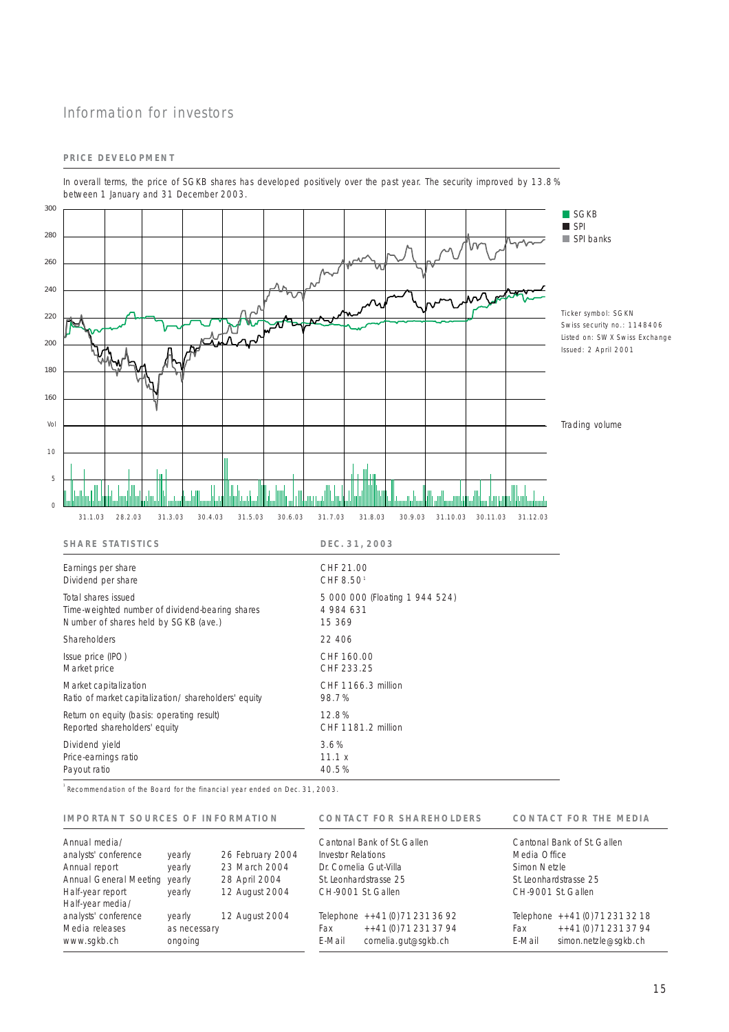# Information for investors

## PRICE DEVELOPMENT

In overall terms, the price of SGKB shares has developed positively over the past year. The security improved by 13.8% between 1 January and 31 December 2003.

Ticker symbol: SGKN
Swiss security no.: 1148406
Listed on: SWX Swiss Exchange
Issued: 2 April 2001

## SHARE STATISTICS

| | DEC. 31, 2003 |
|---|---|
| Earnings per share | CHF 21.00 |
| Dividend per share | CHF 8.50[1] |
| Total shares issued | 5 000 000 (Floating 1 944 524) |
| Time-weighted number of dividend-bearing shares | 4 984 631 |
| Number of shares held by SGKB (ave.) | 15 369 |
| Shareholders | 22 406 |
| Issue price (IPO) | CHF 160.00 |
| Market price | CHF 233.25 |
| Market capitalization | CHF 1166.3 million |
| Ratio of market capitalization/ shareholders' equity | 98.7% |
| Return on equity (basis: operating result) | 12.8% |
| Reported shareholders' equity | CHF 1181.2 million |
| Dividend yield | 3.6% |
| Price-earnings ratio | 11.1 x |
| Payout ratio | 40.5% |

[1] Recommendation of the Board for the financial year ended on Dec. 31, 2003.

## IMPORTANT SOURCES OF INFORMATION

| | | |
|---|---|---|
| Annual media/ analysts' conference | yearly | 26 February 2004 |
| Annual report | yearly | 23 March 2004 |
| Annual General Meeting | yearly | 28 April 2004 |
| Half-year report | yearly | 12 August 2004 |
| Half-year media/ analysts' conference | yearly | 12 August 2004 |
| Media releases | as necessary | |
| www.sgkb.ch | ongoing | |

## CONTACT FOR SHAREHOLDERS

Cantonal Bank of St. Gallen
Investor Relations
Dr. Cornelia Gut-Villa
St. Leonhardstrasse 25
CH-9001 St. Gallen

Telephone ++41 (0)71 231 36 92
Fax ++41 (0)71 231 37 94
E-Mail cornelia.gut@sgkb.ch

## CONTACT FOR THE MEDIA

Cantonal Bank of St. Gallen
Media Office
Simon Netzle
St. Leonhardstrasse 25
CH-9001 St. Gallen

Telephone ++41 (0)71 231 32 18
Fax ++41 (0)71 231 37 94
E-Mail simon.netzle@sgkb.ch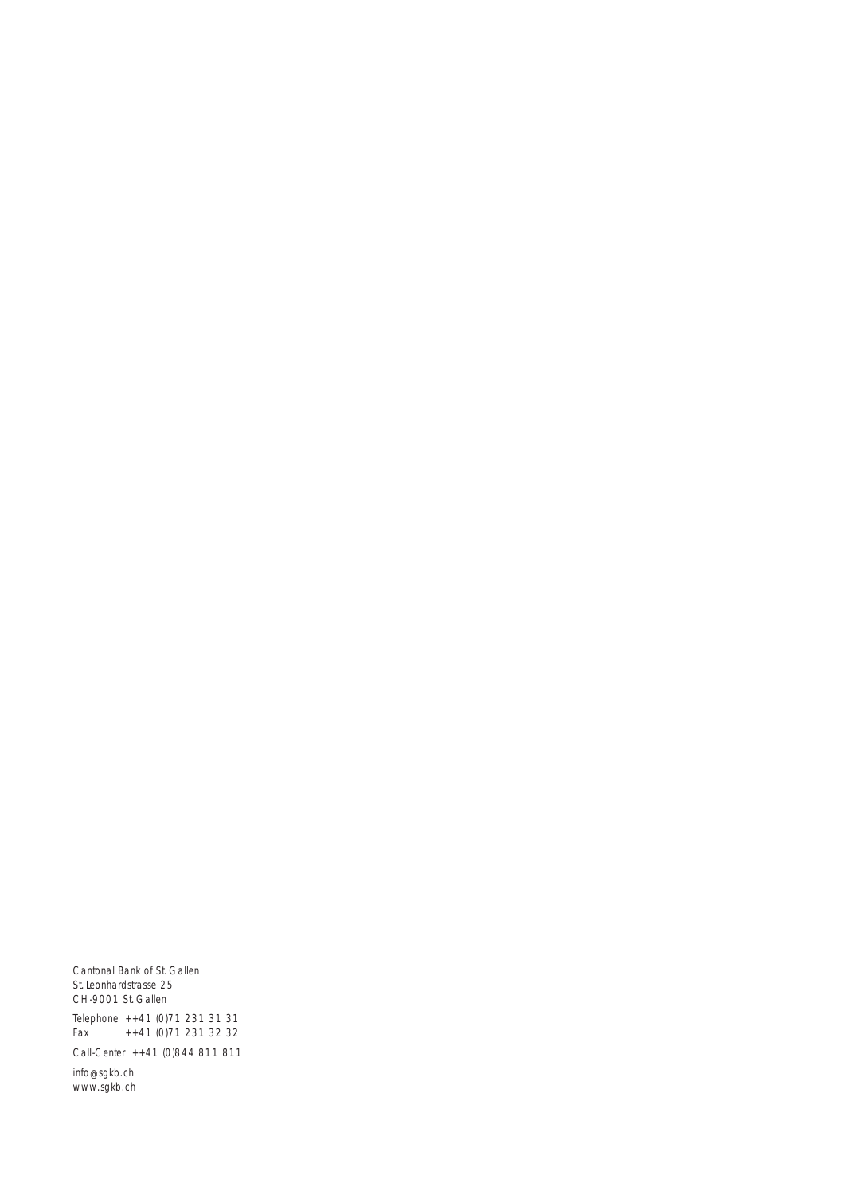Cantonal Bank of St. Gallen
St. Leonhardstrasse 25
CH-9001 St. Gallen

Telephone ++41 (0)71 231 31 31
Fax ++41 (0)71 231 32 32

Call-Center ++41 (0)844 811 811

info@sgkb.ch
www.sgkb.ch